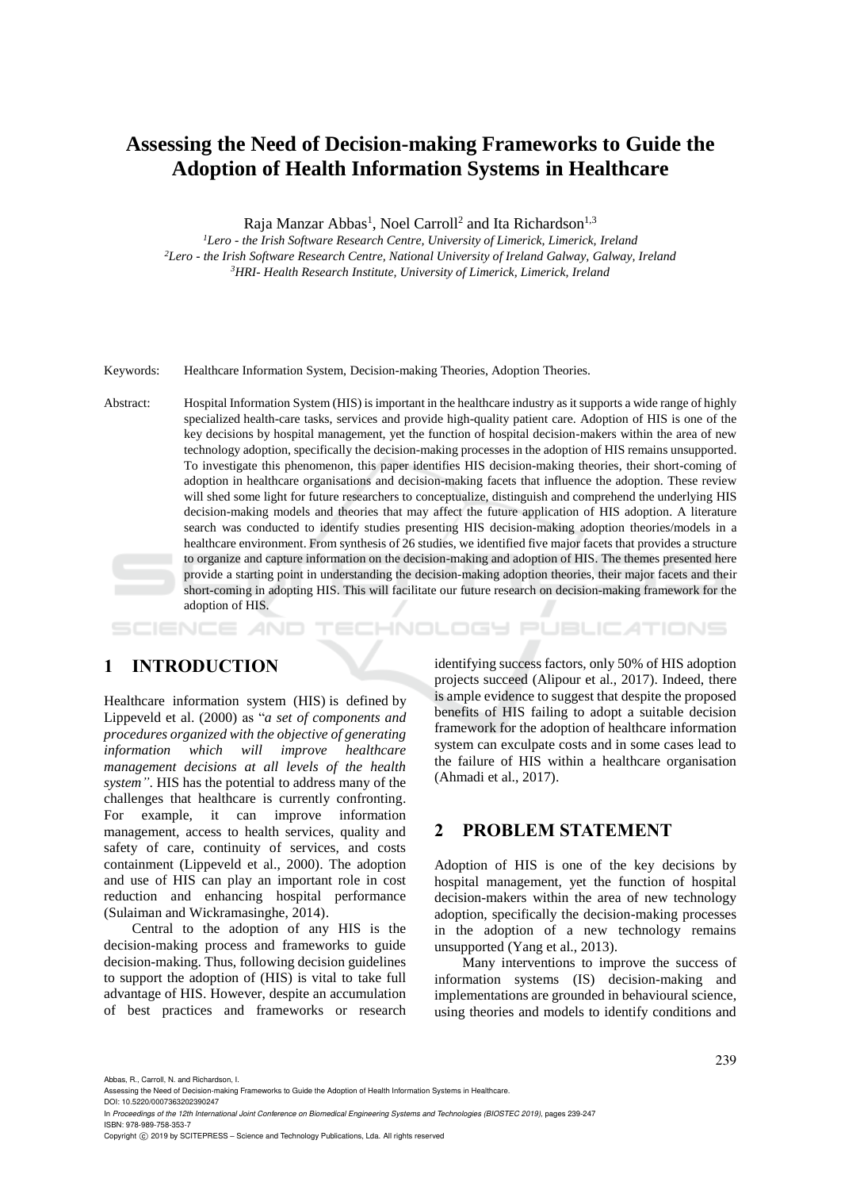# Assessing the Need of Decision-making Frameworks to Guide the Adoption of Health Information Systems in Healthcare

Raja Manzar Abbas[1], Noel Carroll[2] and Ita Richardson[1,3]

[1]*Lero - the Irish Software Research Centre, University of Limerick, Limerick, Ireland*
[2]*Lero - the Irish Software Research Centre, National University of Ireland Galway, Galway, Ireland*
[3]*HRI- Health Research Institute, University of Limerick, Limerick, Ireland*

Keywords: Healthcare Information System, Decision-making Theories, Adoption Theories.

Abstract: Hospital Information System (HIS) is important in the healthcare industry as it supports a wide range of highly specialized health-care tasks, services and provide high-quality patient care. Adoption of HIS is one of the key decisions by hospital management, yet the function of hospital decision-makers within the area of new technology adoption, specifically the decision-making processes in the adoption of HIS remains unsupported. To investigate this phenomenon, this paper identifies HIS decision-making theories, their short-coming of adoption in healthcare organisations and decision-making facets that influence the adoption. These review will shed some light for future researchers to conceptualize, distinguish and comprehend the underlying HIS decision-making models and theories that may affect the future application of HIS adoption. A literature search was conducted to identify studies presenting HIS decision-making adoption theories/models in a healthcare environment. From synthesis of 26 studies, we identified five major facets that provides a structure to organize and capture information on the decision-making and adoption of HIS. The themes presented here provide a starting point in understanding the decision-making adoption theories, their major facets and their short-coming in adopting HIS. This will facilitate our future research on decision-making framework for the adoption of HIS.

## 1 INTRODUCTION

Healthcare information system (HIS) is defined by Lippeveld et al. (2000) as "*a set of components and procedures organized with the objective of generating information which will improve healthcare management decisions at all levels of the health system"*. HIS has the potential to address many of the challenges that healthcare is currently confronting. For example, it can improve information management, access to health services, quality and safety of care, continuity of services, and costs containment (Lippeveld et al., 2000). The adoption and use of HIS can play an important role in cost reduction and enhancing hospital performance (Sulaiman and Wickramasinghe, 2014).

Central to the adoption of any HIS is the decision-making process and frameworks to guide decision-making. Thus, following decision guidelines to support the adoption of (HIS) is vital to take full advantage of HIS. However, despite an accumulation of best practices and frameworks or research identifying success factors, only 50% of HIS adoption projects succeed (Alipour et al., 2017). Indeed, there is ample evidence to suggest that despite the proposed benefits of HIS failing to adopt a suitable decision framework for the adoption of healthcare information system can exculpate costs and in some cases lead to the failure of HIS within a healthcare organisation (Ahmadi et al., 2017).

## 2 PROBLEM STATEMENT

Adoption of HIS is one of the key decisions by hospital management, yet the function of hospital decision-makers within the area of new technology adoption, specifically the decision-making processes in the adoption of a new technology remains unsupported (Yang et al., 2013).

Many interventions to improve the success of information systems (IS) decision-making and implementations are grounded in behavioural science, using theories and models to identify conditions and

Abbas, R., Carroll, N. and Richardson, I.
Assessing the Need of Decision-making Frameworks to Guide the Adoption of Health Information Systems in Healthcare.
DOI: 10.5220/0007363202390247
In *Proceedings of the 12th International Joint Conference on Biomedical Engineering Systems and Technologies (BIOSTEC 2019)*, pages 239-247
ISBN: 978-989-758-353-7
Copyright © 2019 by SCITEPRESS – Science and Technology Publications, Lda. All rights reserved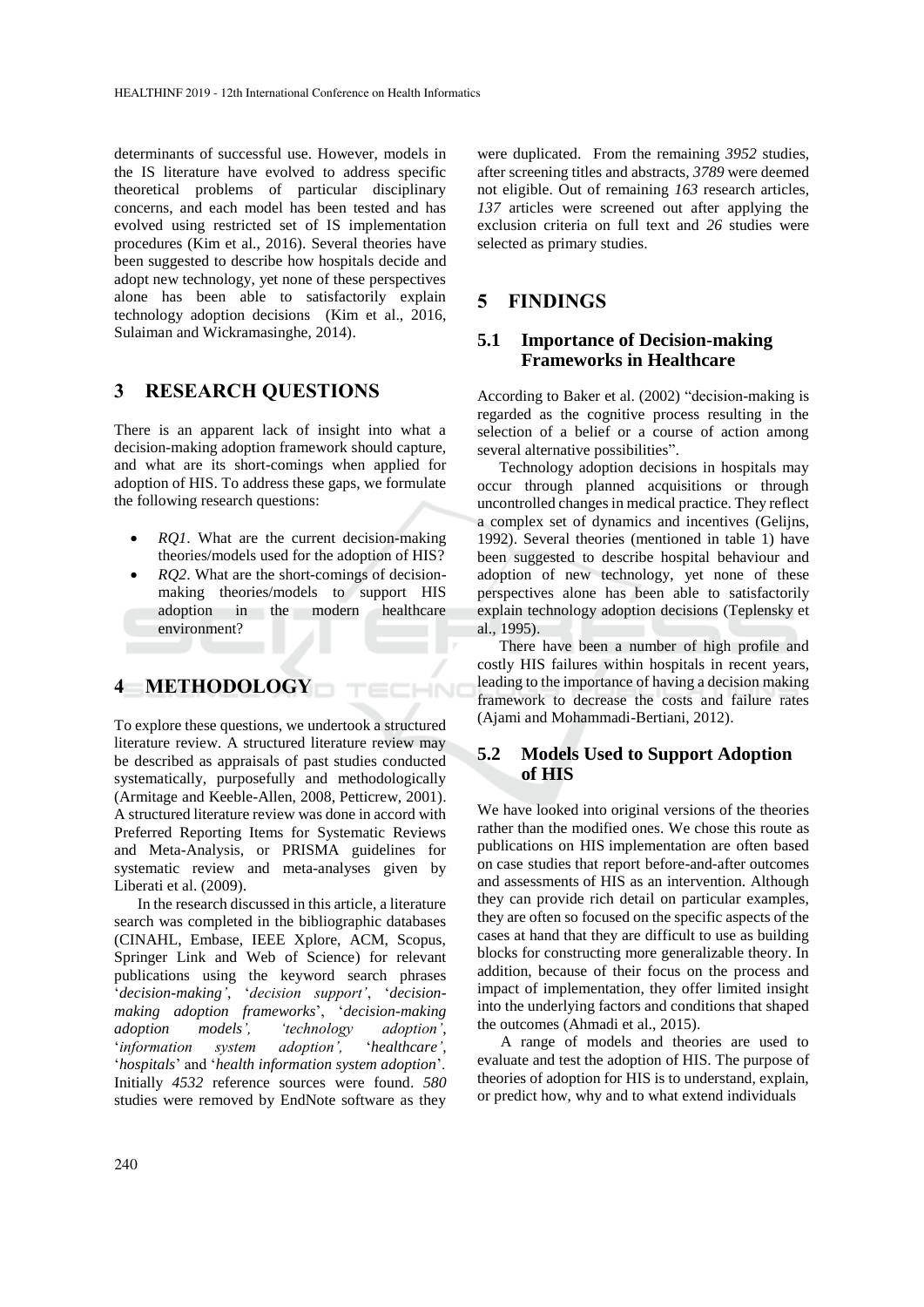determinants of successful use. However, models in the IS literature have evolved to address specific theoretical problems of particular disciplinary concerns, and each model has been tested and has evolved using restricted set of IS implementation procedures (Kim et al., 2016). Several theories have been suggested to describe how hospitals decide and adopt new technology, yet none of these perspectives alone has been able to satisfactorily explain technology adoption decisions (Kim et al., 2016, Sulaiman and Wickramasinghe, 2014).

## 3 RESEARCH QUESTIONS

There is an apparent lack of insight into what a decision-making adoption framework should capture, and what are its short-comings when applied for adoption of HIS. To address these gaps, we formulate the following research questions:

- *RQ1*. What are the current decision-making theories/models used for the adoption of HIS?
- *RQ2*. What are the short-comings of decision-making theories/models to support HIS adoption in the modern healthcare environment?

## 4 METHODOLOGY

To explore these questions, we undertook a structured literature review. A structured literature review may be described as appraisals of past studies conducted systematically, purposefully and methodologically (Armitage and Keeble-Allen, 2008, Petticrew, 2001). A structured literature review was done in accord with Preferred Reporting Items for Systematic Reviews and Meta-Analysis, or PRISMA guidelines for systematic review and meta-analyses given by Liberati et al. (2009).

In the research discussed in this article, a literature search was completed in the bibliographic databases (CINAHL, Embase, IEEE Xplore, ACM, Scopus, Springer Link and Web of Science) for relevant publications using the keyword search phrases '*decision-making'*, '*decision support'*, '*decision-making adoption frameworks*', '*decision-making adoption models', 'technology adoption'*, '*information system adoption',* '*healthcare'*, '*hospitals*' and '*health information system adoption*'. Initially *4532* reference sources were found. *580* studies were removed by EndNote software as they were duplicated. From the remaining *3952* studies, after screening titles and abstracts, *3789* were deemed not eligible. Out of remaining *163* research articles, *137* articles were screened out after applying the exclusion criteria on full text and *26* studies were selected as primary studies.

## 5 FINDINGS

### 5.1 Importance of Decision-making Frameworks in Healthcare

According to Baker et al. (2002) "decision-making is regarded as the cognitive process resulting in the selection of a belief or a course of action among several alternative possibilities".

Technology adoption decisions in hospitals may occur through planned acquisitions or through uncontrolled changes in medical practice. They reflect a complex set of dynamics and incentives (Gelijns, 1992). Several theories (mentioned in table 1) have been suggested to describe hospital behaviour and adoption of new technology, yet none of these perspectives alone has been able to satisfactorily explain technology adoption decisions (Teplensky et al., 1995).

There have been a number of high profile and costly HIS failures within hospitals in recent years, leading to the importance of having a decision making framework to decrease the costs and failure rates (Ajami and Mohammadi-Bertiani, 2012).

### 5.2 Models Used to Support Adoption of HIS

We have looked into original versions of the theories rather than the modified ones. We chose this route as publications on HIS implementation are often based on case studies that report before-and-after outcomes and assessments of HIS as an intervention. Although they can provide rich detail on particular examples, they are often so focused on the specific aspects of the cases at hand that they are difficult to use as building blocks for constructing more generalizable theory. In addition, because of their focus on the process and impact of implementation, they offer limited insight into the underlying factors and conditions that shaped the outcomes (Ahmadi et al., 2015).

A range of models and theories are used to evaluate and test the adoption of HIS. The purpose of theories of adoption for HIS is to understand, explain, or predict how, why and to what extend individuals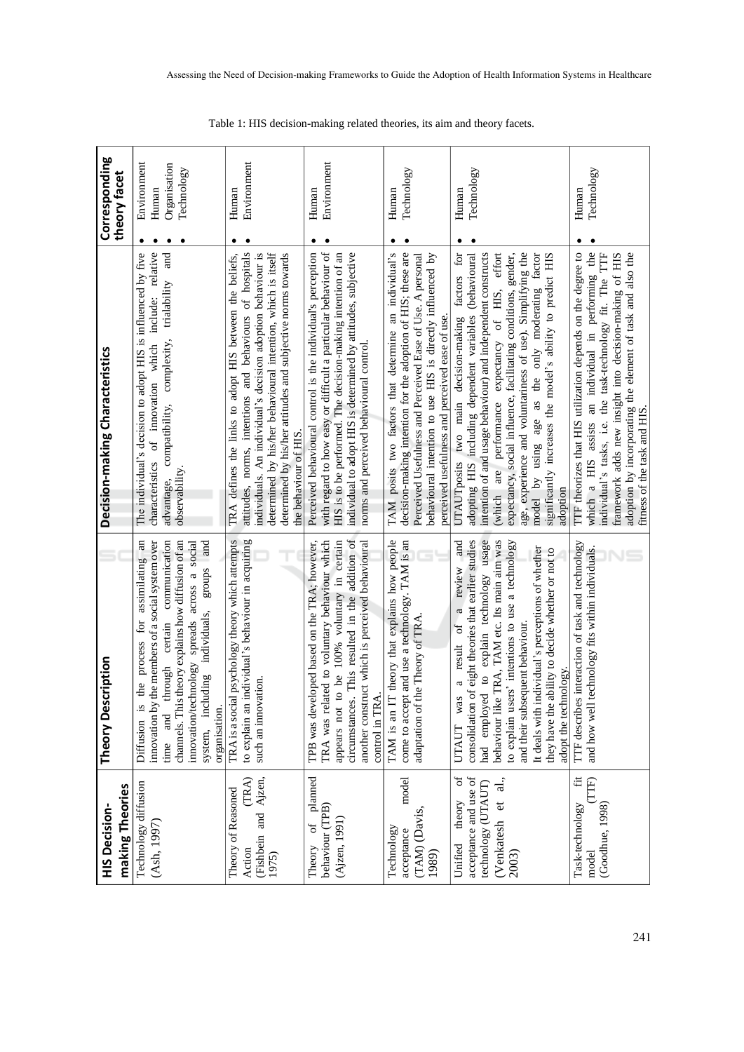Table 1: HIS decision-making related theories, its aim and theory facets.

| HIS Decision-making Theories | Theory Description | Decision-making Characteristics | Corresponding theory facet |
|---|---|---|---|
| Technology diffusion (Ash, 1997) | Diffusion is the process for assimilating an innovation by the members of a social system over time and through certain communication channels. This theory explains how diffusion of an innovation/technology spreads across a social system, including individuals, groups and organisation. | The individual's decision to adopt HIS is influenced by five characteristics of innovation which include: relative advantage, compatibility, complexity, trialability and observability. | • Environment • Human • Organisation • Technology |
| Theory of Reasoned Action (TRA) (Fishbein and Ajzen, 1975) | TRA is a social psychology theory which attempts to explain an individual's behaviour in acquiring such an innovation. | TRA defines the links to adopt HIS between the beliefs, attitudes, norms, intentions and behaviours of hospitals individuals. An individual's decision adoption behaviour is determined by his/her behavioural intention, which is itself determined by his/her attitudes and subjective norms towards the behaviour of HIS. | • Human • Environment |
| Theory of planned behaviour (TPB) (Ajzen, 1991) | TPB was developed based on the TRA; however, TRA was related to voluntary behaviour which appears not to be 100% voluntary in certain circumstances. This resulted in the addition of another construct which is perceived behavioural control in TRA. | Perceived behavioural control is the individual's perception with regard to how easy or difficult a particular behaviour of HIS is to be performed. The decision-making intention of an individual to adopt HIS is determined by attitudes, subjective norms and perceived behavioural control. | • Human • Environment |
| Technology acceptance model (TAM) (Davis, 1989) | TAM is an IT theory that explains how people come to accept and use a technology. TAM is an adaptation of the Theory of TRA. | TAM posits two factors that determine an individual's decision-making intention for the adoption of HIS; these are Perceived Usefulness and Perceived Ease of Use. A personal behavioural intention to use HIS is directly influenced by perceived usefulness and perceived ease of use. | • Human • Technology |
| Unified theory of acceptance and use of technology (UTAUT) (Venkatesh et al., 2003) | UTAUT was a result of a review and consolidation of eight theories that earlier studies had employed to explain technology usage behaviour like TRA, TAM etc. Its main aim was to explain users' intentions to use a technology and their subsequent behaviour. It deals with individual's perceptions of whether they have the ability to decide whether or not to adopt the technology. | UTAUTposits two main decision-making factors for adopting HIS including dependent variables (behavioural intention of and usage behaviour) and independent constructs (which are performance expectancy of HIS, effort expectancy, social influence, facilitating conditions, gender, age, experience and voluntariness of use). Simplifying the model by using age as the only moderating factor significantly increases the model's ability to predict HIS adoption | • Human • Technology |
| Task-technology fit model (TTF) (Goodhue, 1998) | TTF describes interaction of task and technology and how well technology fits within individuals. | TTF theorizes that HIS utilization depends on the degree to which a HIS assists an individual in performing the individual's tasks, i.e. the task-technology fit. The TTF framework adds new insight into decision-making of HIS adoption by incorporating the element of task and also the fitness of the task and HIS. | • Human • Technology |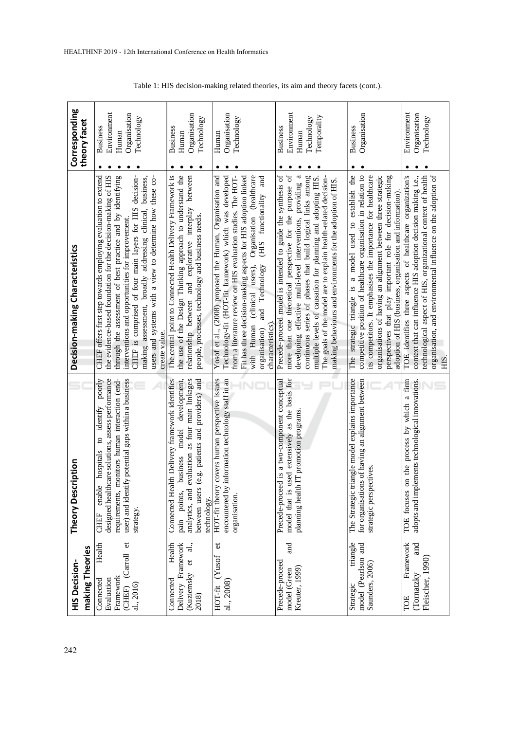Table 1: HIS decision-making related theories, its aim and theory facets (cont.).

| HIS Decision-making Theories | Theory Description | Decision-making Characteristics | Corresponding theory facet |
|---|---|---|---|
| Connected Health Evaluation Framework (CHEF) (Carroll et al., 2016) | CHEF enable hospitals to identify poorly designed healthcare solutions, assess performance requirements, monitors human interaction (end-user) and identify potential gaps within a business strategy. | CHEF offers first step towards employing evaluation to extend the evidence-based foundation for the decision-making of HIS through the assessment of best practice and by identifying interventions and opportunities for improvement. CHEF is comprised of four main layers for HIS decision-making assessment, broadly addressing clinical, business, users and systems with a view to determine how these co-create value. | • Business • Environment • Human • Organisation • Technology |
| Connected Health Delivery Framework (Kuziemsky et al., 2018) | Connected Health Delivery framework identifies pain points, business model development, analytics, and evaluation as four main linkages between users (e.g. patients and providers) and technology. | The central point to Connected Health Delivery Framework is the use of the Design Thinking approach to understand the relationship between and explorative interplay between people, processes, technology and business needs. | • Business • Human • Organisation • Technology |
| HOT-fit (Yusof et al., 2008) | HOT-fit theory covers human perspective issues encountered by information technology staff in an organisation. | Yosof et al., (2008) proposed the Human, Organisation and Technology-fit (HOT-fit framework) which was developed from a literature review on HIS evaluation studies. The HOT-Fit has three decision-making aspects for HIS adoption linked with Human (clinical users), Organisation (healthcare organisation) and Technology (HIS functionality and characteristics). | • Human • Organisation • Technology |
| Precede-proceed model (Green and Kreuter, 1999) | Precede-proceed is a two-component conceptual model that is used extensively as the basis for planning health IT promotion programs. | Precede-proceed model is intended to guide the synthesis of more than one theoretical perspective for the purpose of developing effective multi-level interventions, providing a continuous series of phases that build logical links among multiple levels of causation for planning and adopting HIS. The goals of the model are to explain health-related decision-making behaviours and environments for the adoption of HIS. | • Business • Environment • Human • Technology • Temporality |
| Strategic triangle model (Pearlson and Saunders, 2006) | The Strategic triangle model explains importance for organisations of having an alignment between strategic perspectives. | The strategic triangle is a model used to establish the competitive position of healthcare organisation in relation to its competitors. It emphasises the importance for healthcare organisations of having an alignment between three strategic perspectives that play important role for decision-making adoption of HIS (business, organisation and information). | • Business • Organisation |
| TOE Framework (Tornatzky and Fleischer, 1990) | TOE focuses on the process by which a firm adopts and implements technological innovations. | TOE identifies three aspects of healthcare organization's context that can influence HIS adoption decision making i.e., technological aspect of HIS, organizational context of health organisation, and environmental influence on the adoption of HIS. | • Environment • Organisation • Technology |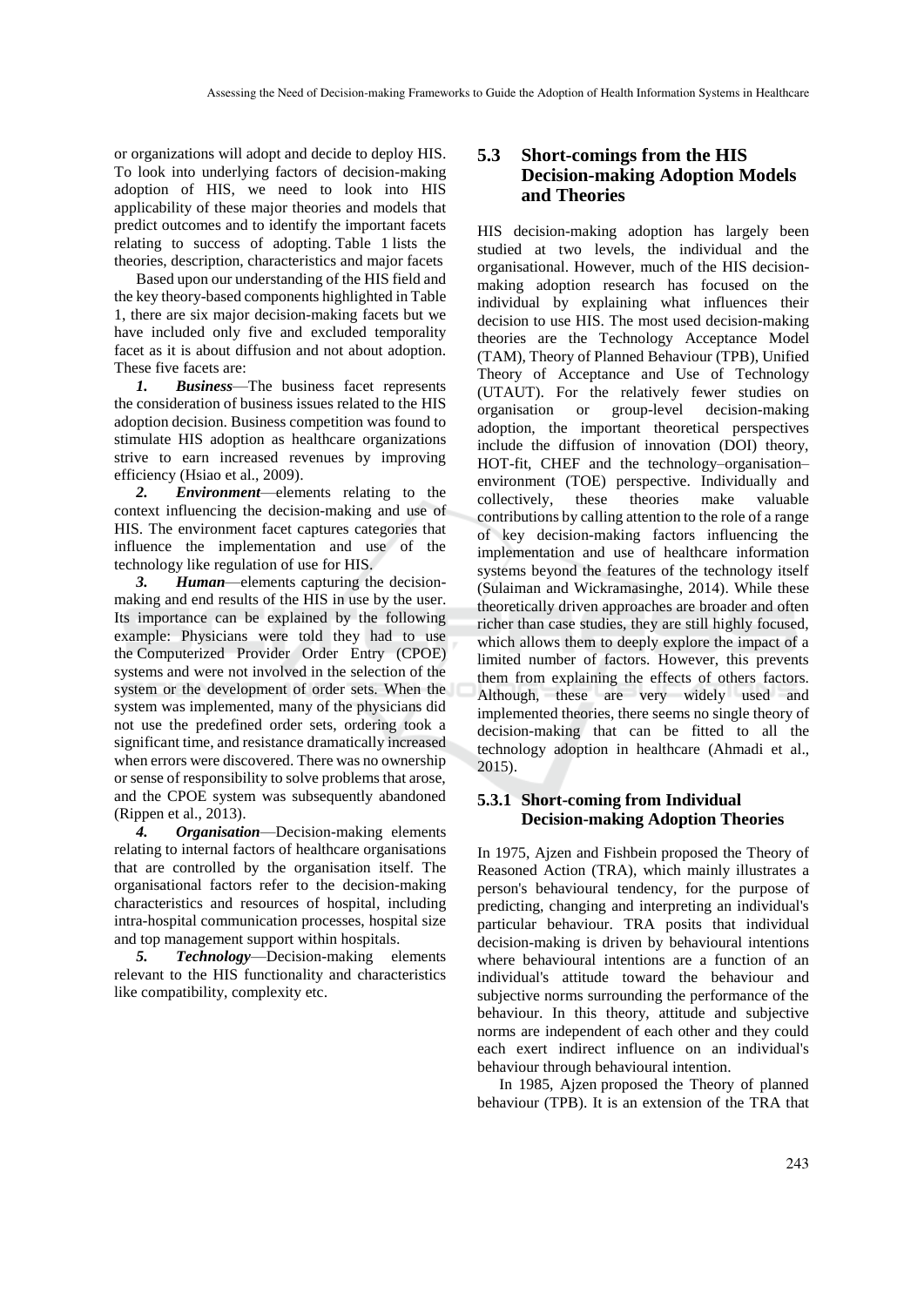or organizations will adopt and decide to deploy HIS. To look into underlying factors of decision-making adoption of HIS, we need to look into HIS applicability of these major theories and models that predict outcomes and to identify the important facets relating to success of adopting. Table 1 lists the theories, description, characteristics and major facets

Based upon our understanding of the HIS field and the key theory-based components highlighted in Table 1, there are six major decision-making facets but we have included only five and excluded temporality facet as it is about diffusion and not about adoption. These five facets are:

1. ***Business***—The business facet represents the consideration of business issues related to the HIS adoption decision. Business competition was found to stimulate HIS adoption as healthcare organizations strive to earn increased revenues by improving efficiency (Hsiao et al., 2009).
2. ***Environment***—elements relating to the context influencing the decision-making and use of HIS. The environment facet captures categories that influence the implementation and use of the technology like regulation of use for HIS.
3. ***Human***—elements capturing the decision-making and end results of the HIS in use by the user. Its importance can be explained by the following example: Physicians were told they had to use the Computerized Provider Order Entry (CPOE) systems and were not involved in the selection of the system or the development of order sets. When the system was implemented, many of the physicians did not use the predefined order sets, ordering took a significant time, and resistance dramatically increased when errors were discovered. There was no ownership or sense of responsibility to solve problems that arose, and the CPOE system was subsequently abandoned (Rippen et al., 2013).
4. ***Organisation***—Decision-making elements relating to internal factors of healthcare organisations that are controlled by the organisation itself. The organisational factors refer to the decision-making characteristics and resources of hospital, including intra-hospital communication processes, hospital size and top management support within hospitals.
5. ***Technology***—Decision-making elements relevant to the HIS functionality and characteristics like compatibility, complexity etc.

### 5.3 Short-comings from the HIS Decision-making Adoption Models and Theories

HIS decision-making adoption has largely been studied at two levels, the individual and the organisational. However, much of the HIS decision-making adoption research has focused on the individual by explaining what influences their decision to use HIS. The most used decision-making theories are the Technology Acceptance Model (TAM), Theory of Planned Behaviour (TPB), Unified Theory of Acceptance and Use of Technology (UTAUT). For the relatively fewer studies on organisation or group-level decision-making adoption, the important theoretical perspectives include the diffusion of innovation (DOI) theory, HOT-fit, CHEF and the technology–organisation–environment (TOE) perspective. Individually and collectively, these theories make valuable contributions by calling attention to the role of a range of key decision-making factors influencing the implementation and use of healthcare information systems beyond the features of the technology itself (Sulaiman and Wickramasinghe, 2014). While these theoretically driven approaches are broader and often richer than case studies, they are still highly focused, which allows them to deeply explore the impact of a limited number of factors. However, this prevents them from explaining the effects of others factors. Although, these are very widely used and implemented theories, there seems no single theory of decision-making that can be fitted to all the technology adoption in healthcare (Ahmadi et al., 2015).

#### 5.3.1 Short-coming from Individual Decision-making Adoption Theories

In 1975, Ajzen and Fishbein proposed the Theory of Reasoned Action (TRA), which mainly illustrates a person's behavioural tendency, for the purpose of predicting, changing and interpreting an individual's particular behaviour. TRA posits that individual decision-making is driven by behavioural intentions where behavioural intentions are a function of an individual's attitude toward the behaviour and subjective norms surrounding the performance of the behaviour. In this theory, attitude and subjective norms are independent of each other and they could each exert indirect influence on an individual's behaviour through behavioural intention.

In 1985, Ajzen proposed the Theory of planned behaviour (TPB). It is an extension of the TRA that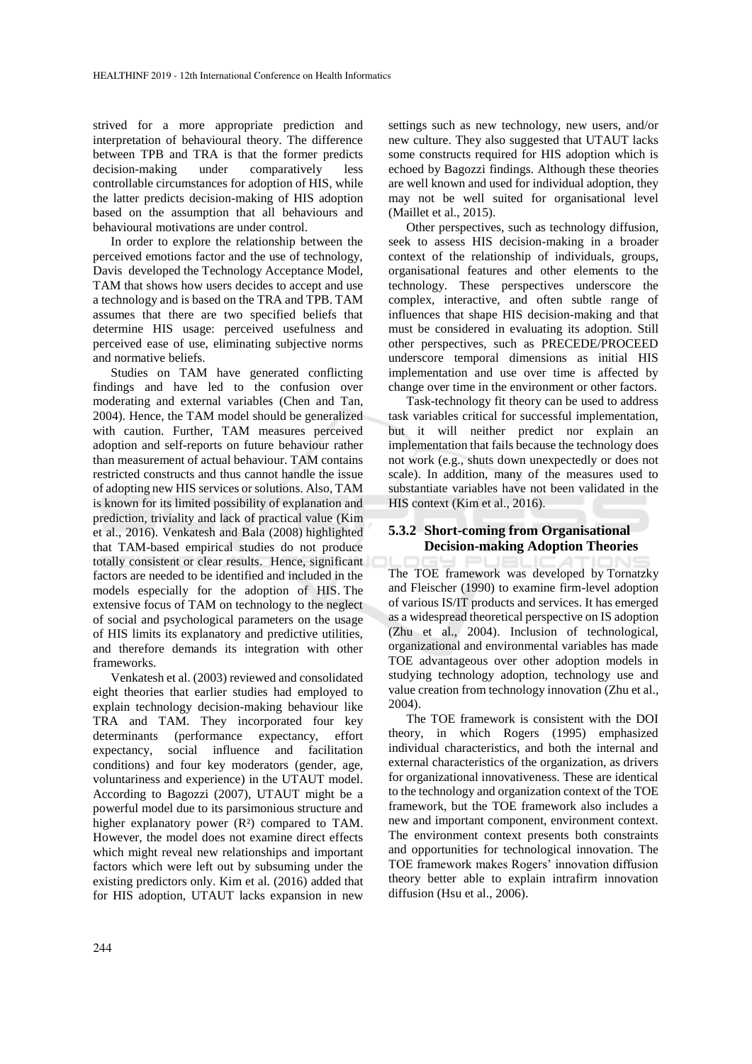strived for a more appropriate prediction and interpretation of behavioural theory. The difference between TPB and TRA is that the former predicts decision-making under comparatively less controllable circumstances for adoption of HIS, while the latter predicts decision-making of HIS adoption based on the assumption that all behaviours and behavioural motivations are under control.

In order to explore the relationship between the perceived emotions factor and the use of technology, Davis developed the Technology Acceptance Model, TAM that shows how users decides to accept and use a technology and is based on the TRA and TPB. TAM assumes that there are two specified beliefs that determine HIS usage: perceived usefulness and perceived ease of use, eliminating subjective norms and normative beliefs.

Studies on TAM have generated conflicting findings and have led to the confusion over moderating and external variables (Chen and Tan, 2004). Hence, the TAM model should be generalized with caution. Further, TAM measures perceived adoption and self-reports on future behaviour rather than measurement of actual behaviour. TAM contains restricted constructs and thus cannot handle the issue of adopting new HIS services or solutions. Also, TAM is known for its limited possibility of explanation and prediction, triviality and lack of practical value (Kim et al., 2016). Venkatesh and Bala (2008) highlighted that TAM-based empirical studies do not produce totally consistent or clear results. Hence, significant factors are needed to be identified and included in the models especially for the adoption of HIS. The extensive focus of TAM on technology to the neglect of social and psychological parameters on the usage of HIS limits its explanatory and predictive utilities, and therefore demands its integration with other frameworks.

Venkatesh et al. (2003) reviewed and consolidated eight theories that earlier studies had employed to explain technology decision-making behaviour like TRA and TAM. They incorporated four key determinants (performance expectancy, effort expectancy, social influence and facilitation conditions) and four key moderators (gender, age, voluntariness and experience) in the UTAUT model. According to Bagozzi (2007), UTAUT might be a powerful model due to its parsimonious structure and higher explanatory power ($R^2$) compared to TAM. However, the model does not examine direct effects which might reveal new relationships and important factors which were left out by subsuming under the existing predictors only. Kim et al. (2016) added that for HIS adoption, UTAUT lacks expansion in new settings such as new technology, new users, and/or new culture. They also suggested that UTAUT lacks some constructs required for HIS adoption which is echoed by Bagozzi findings. Although these theories are well known and used for individual adoption, they may not be well suited for organisational level (Maillet et al., 2015).

Other perspectives, such as technology diffusion, seek to assess HIS decision-making in a broader context of the relationship of individuals, groups, organisational features and other elements to the technology. These perspectives underscore the complex, interactive, and often subtle range of influences that shape HIS decision-making and that must be considered in evaluating its adoption. Still other perspectives, such as PRECEDE/PROCEED underscore temporal dimensions as initial HIS implementation and use over time is affected by change over time in the environment or other factors.

Task-technology fit theory can be used to address task variables critical for successful implementation, but it will neither predict nor explain an implementation that fails because the technology does not work (e.g., shuts down unexpectedly or does not scale). In addition, many of the measures used to substantiate variables have not been validated in the HIS context (Kim et al., 2016).

#### 5.3.2 Short-coming from Organisational Decision-making Adoption Theories

The TOE framework was developed by Tornatzky and Fleischer (1990) to examine firm-level adoption of various IS/IT products and services. It has emerged as a widespread theoretical perspective on IS adoption (Zhu et al., 2004). Inclusion of technological, organizational and environmental variables has made TOE advantageous over other adoption models in studying technology adoption, technology use and value creation from technology innovation (Zhu et al., 2004).

The TOE framework is consistent with the DOI theory, in which Rogers (1995) emphasized individual characteristics, and both the internal and external characteristics of the organization, as drivers for organizational innovativeness. These are identical to the technology and organization context of the TOE framework, but the TOE framework also includes a new and important component, environment context. The environment context presents both constraints and opportunities for technological innovation. The TOE framework makes Rogers' innovation diffusion theory better able to explain intrafirm innovation diffusion (Hsu et al., 2006).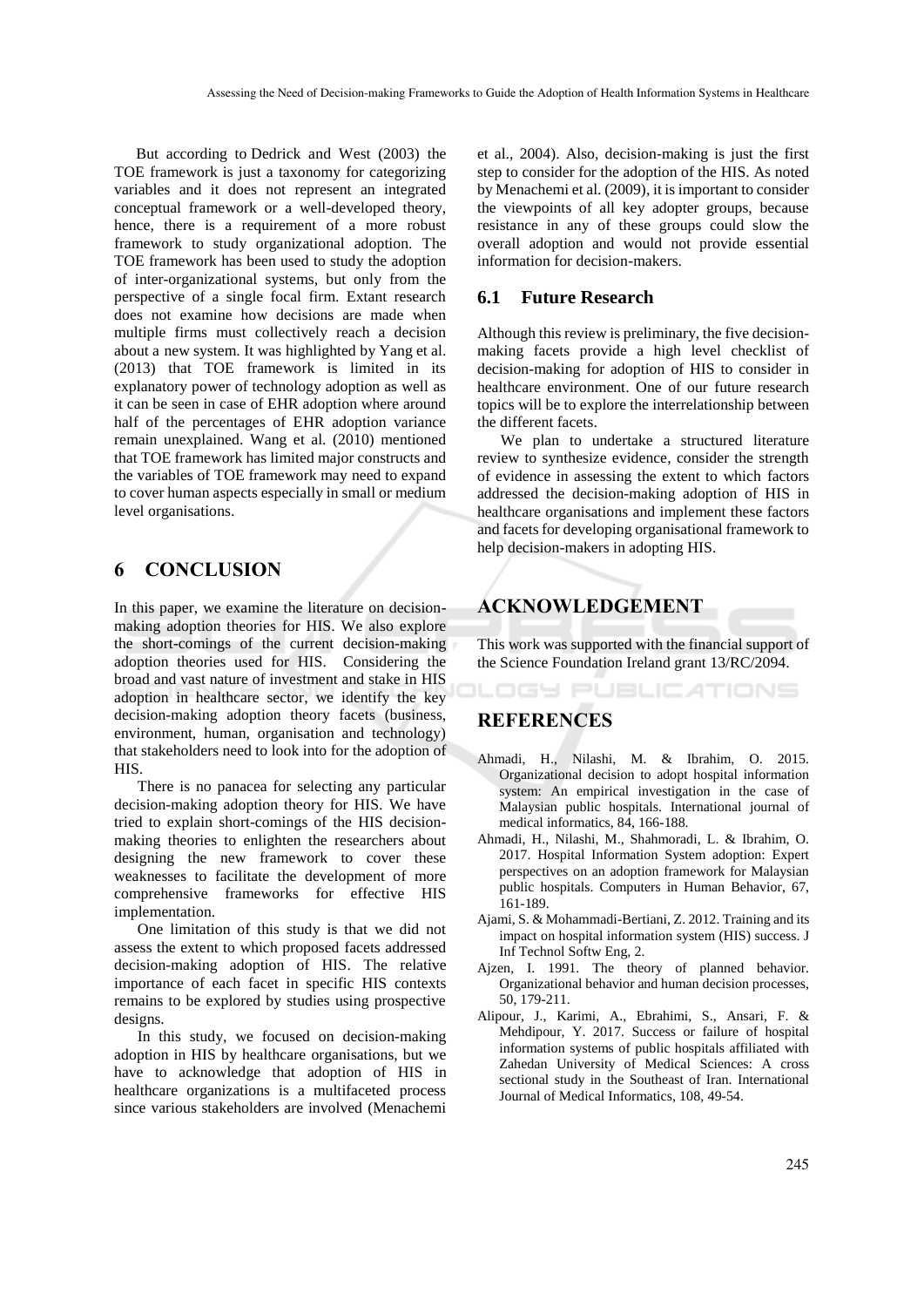But according to Dedrick and West (2003) the TOE framework is just a taxonomy for categorizing variables and it does not represent an integrated conceptual framework or a well-developed theory, hence, there is a requirement of a more robust framework to study organizational adoption. The TOE framework has been used to study the adoption of inter-organizational systems, but only from the perspective of a single focal firm. Extant research does not examine how decisions are made when multiple firms must collectively reach a decision about a new system. It was highlighted by Yang et al. (2013) that TOE framework is limited in its explanatory power of technology adoption as well as it can be seen in case of EHR adoption where around half of the percentages of EHR adoption variance remain unexplained. Wang et al. (2010) mentioned that TOE framework has limited major constructs and the variables of TOE framework may need to expand to cover human aspects especially in small or medium level organisations.

## 6 CONCLUSION

In this paper, we examine the literature on decision-making adoption theories for HIS. We also explore the short-comings of the current decision-making adoption theories used for HIS. Considering the broad and vast nature of investment and stake in HIS adoption in healthcare sector, we identify the key decision-making adoption theory facets (business, environment, human, organisation and technology) that stakeholders need to look into for the adoption of HIS.

There is no panacea for selecting any particular decision-making adoption theory for HIS. We have tried to explain short-comings of the HIS decision-making theories to enlighten the researchers about designing the new framework to cover these weaknesses to facilitate the development of more comprehensive frameworks for effective HIS implementation.

One limitation of this study is that we did not assess the extent to which proposed facets addressed decision-making adoption of HIS. The relative importance of each facet in specific HIS contexts remains to be explored by studies using prospective designs.

In this study, we focused on decision-making adoption in HIS by healthcare organisations, but we have to acknowledge that adoption of HIS in healthcare organizations is a multifaceted process since various stakeholders are involved (Menachemi et al., 2004). Also, decision-making is just the first step to consider for the adoption of the HIS. As noted by Menachemi et al. (2009), it is important to consider the viewpoints of all key adopter groups, because resistance in any of these groups could slow the overall adoption and would not provide essential information for decision-makers.

### 6.1 Future Research

Although this review is preliminary, the five decision-making facets provide a high level checklist of decision-making for adoption of HIS to consider in healthcare environment. One of our future research topics will be to explore the interrelationship between the different facets.

We plan to undertake a structured literature review to synthesize evidence, consider the strength of evidence in assessing the extent to which factors addressed the decision-making adoption of HIS in healthcare organisations and implement these factors and facets for developing organisational framework to help decision-makers in adopting HIS.

## ACKNOWLEDGEMENT

This work was supported with the financial support of the Science Foundation Ireland grant 13/RC/2094.

## REFERENCES

Ahmadi, H., Nilashi, M. & Ibrahim, O. 2015. Organizational decision to adopt hospital information system: An empirical investigation in the case of Malaysian public hospitals. International journal of medical informatics, 84, 166-188.

Ahmadi, H., Nilashi, M., Shahmoradi, L. & Ibrahim, O. 2017. Hospital Information System adoption: Expert perspectives on an adoption framework for Malaysian public hospitals. Computers in Human Behavior, 67, 161-189.

Ajami, S. & Mohammadi-Bertiani, Z. 2012. Training and its impact on hospital information system (HIS) success. J Inf Technol Softw Eng, 2.

Ajzen, I. 1991. The theory of planned behavior. Organizational behavior and human decision processes, 50, 179-211.

Alipour, J., Karimi, A., Ebrahimi, S., Ansari, F. & Mehdipour, Y. 2017. Success or failure of hospital information systems of public hospitals affiliated with Zahedan University of Medical Sciences: A cross sectional study in the Southeast of Iran. International Journal of Medical Informatics, 108, 49-54.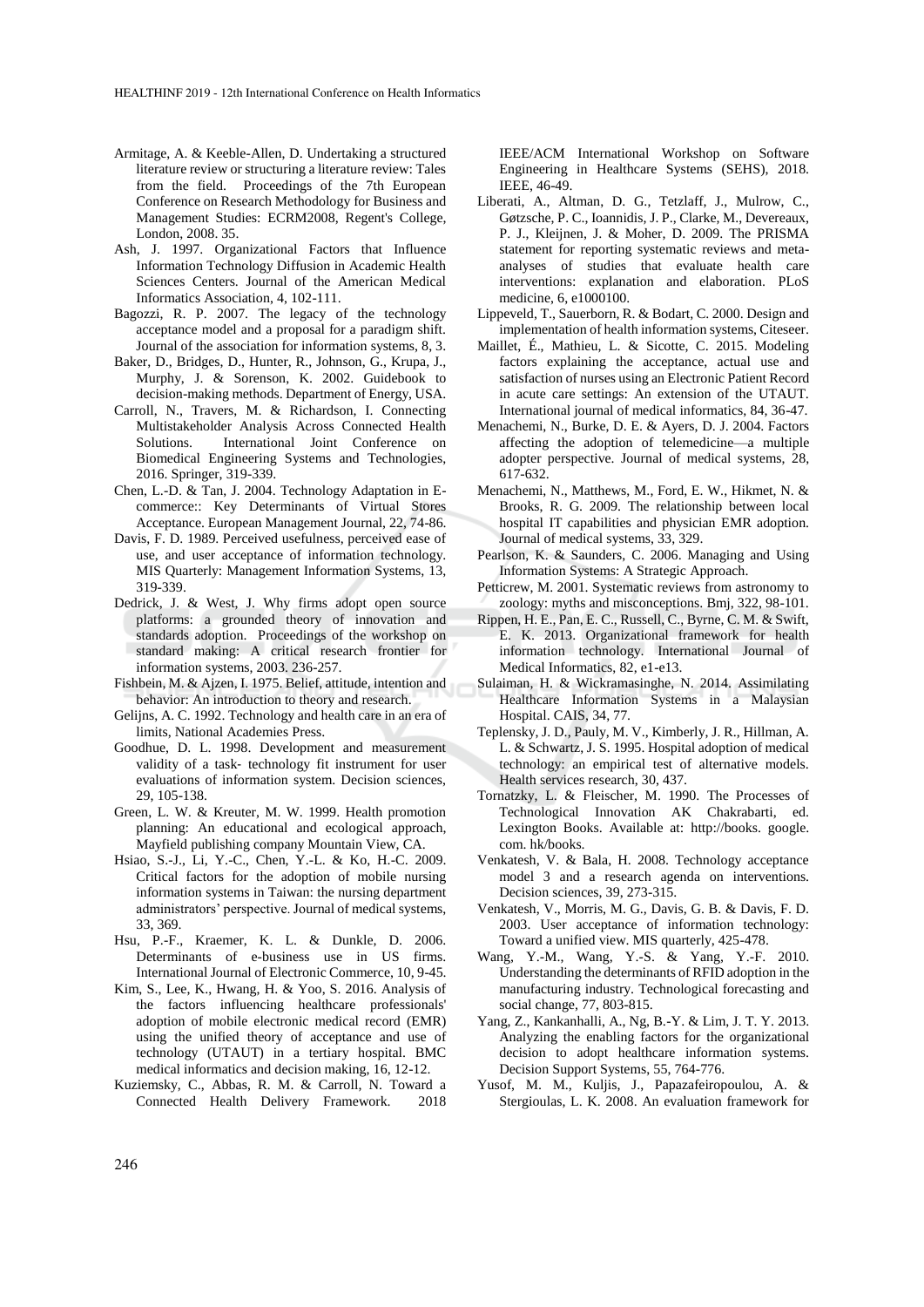Armitage, A. & Keeble-Allen, D. Undertaking a structured literature review or structuring a literature review: Tales from the field. Proceedings of the 7th European Conference on Research Methodology for Business and Management Studies: ECRM2008, Regent's College, London, 2008. 35.

Ash, J. 1997. Organizational Factors that Influence Information Technology Diffusion in Academic Health Sciences Centers. Journal of the American Medical Informatics Association, 4, 102-111.

Bagozzi, R. P. 2007. The legacy of the technology acceptance model and a proposal for a paradigm shift. Journal of the association for information systems, 8, 3.

Baker, D., Bridges, D., Hunter, R., Johnson, G., Krupa, J., Murphy, J. & Sorenson, K. 2002. Guidebook to decision-making methods. Department of Energy, USA.

Carroll, N., Travers, M. & Richardson, I. Connecting Multistakeholder Analysis Across Connected Health Solutions. International Joint Conference on Biomedical Engineering Systems and Technologies, 2016. Springer, 319-339.

Chen, L.-D. & Tan, J. 2004. Technology Adaptation in E-commerce:: Key Determinants of Virtual Stores Acceptance. European Management Journal, 22, 74-86.

Davis, F. D. 1989. Perceived usefulness, perceived ease of use, and user acceptance of information technology. MIS Quarterly: Management Information Systems, 13, 319-339.

Dedrick, J. & West, J. Why firms adopt open source platforms: a grounded theory of innovation and standards adoption. Proceedings of the workshop on standard making: A critical research frontier for information systems, 2003. 236-257.

Fishbein, M. & Ajzen, I. 1975. Belief, attitude, intention and behavior: An introduction to theory and research.

Gelijns, A. C. 1992. Technology and health care in an era of limits, National Academies Press.

Goodhue, D. L. 1998. Development and measurement validity of a task‐ technology fit instrument for user evaluations of information system. Decision sciences, 29, 105-138.

Green, L. W. & Kreuter, M. W. 1999. Health promotion planning: An educational and ecological approach, Mayfield publishing company Mountain View, CA.

Hsiao, S.-J., Li, Y.-C., Chen, Y.-L. & Ko, H.-C. 2009. Critical factors for the adoption of mobile nursing information systems in Taiwan: the nursing department administrators' perspective. Journal of medical systems, 33, 369.

Hsu, P.-F., Kraemer, K. L. & Dunkle, D. 2006. Determinants of e-business use in US firms. International Journal of Electronic Commerce, 10, 9-45.

Kim, S., Lee, K., Hwang, H. & Yoo, S. 2016. Analysis of the factors influencing healthcare professionals' adoption of mobile electronic medical record (EMR) using the unified theory of acceptance and use of technology (UTAUT) in a tertiary hospital. BMC medical informatics and decision making, 16, 12-12.

Kuziemsky, C., Abbas, R. M. & Carroll, N. Toward a Connected Health Delivery Framework. 2018 IEEE/ACM International Workshop on Software Engineering in Healthcare Systems (SEHS), 2018. IEEE, 46-49.

Liberati, A., Altman, D. G., Tetzlaff, J., Mulrow, C., Gøtzsche, P. C., Ioannidis, J. P., Clarke, M., Devereaux, P. J., Kleijnen, J. & Moher, D. 2009. The PRISMA statement for reporting systematic reviews and meta-analyses of studies that evaluate health care interventions: explanation and elaboration. PLoS medicine, 6, e1000100.

Lippeveld, T., Sauerborn, R. & Bodart, C. 2000. Design and implementation of health information systems, Citeseer.

Maillet, É., Mathieu, L. & Sicotte, C. 2015. Modeling factors explaining the acceptance, actual use and satisfaction of nurses using an Electronic Patient Record in acute care settings: An extension of the UTAUT. International journal of medical informatics, 84, 36-47.

Menachemi, N., Burke, D. E. & Ayers, D. J. 2004. Factors affecting the adoption of telemedicine—a multiple adopter perspective. Journal of medical systems, 28, 617-632.

Menachemi, N., Matthews, M., Ford, E. W., Hikmet, N. & Brooks, R. G. 2009. The relationship between local hospital IT capabilities and physician EMR adoption. Journal of medical systems, 33, 329.

Pearlson, K. & Saunders, C. 2006. Managing and Using Information Systems: A Strategic Approach.

Petticrew, M. 2001. Systematic reviews from astronomy to zoology: myths and misconceptions. Bmj, 322, 98-101.

Rippen, H. E., Pan, E. C., Russell, C., Byrne, C. M. & Swift, E. K. 2013. Organizational framework for health information technology. International Journal of Medical Informatics, 82, e1-e13.

Sulaiman, H. & Wickramasinghe, N. 2014. Assimilating Healthcare Information Systems in a Malaysian Hospital. CAIS, 34, 77.

Teplensky, J. D., Pauly, M. V., Kimberly, J. R., Hillman, A. L. & Schwartz, J. S. 1995. Hospital adoption of medical technology: an empirical test of alternative models. Health services research, 30, 437.

Tornatzky, L. & Fleischer, M. 1990. The Processes of Technological Innovation AK Chakrabarti, ed. Lexington Books. Available at: http://books. google. com. hk/books.

Venkatesh, V. & Bala, H. 2008. Technology acceptance model 3 and a research agenda on interventions. Decision sciences, 39, 273-315.

Venkatesh, V., Morris, M. G., Davis, G. B. & Davis, F. D. 2003. User acceptance of information technology: Toward a unified view. MIS quarterly, 425-478.

Wang, Y.-M., Wang, Y.-S. & Yang, Y.-F. 2010. Understanding the determinants of RFID adoption in the manufacturing industry. Technological forecasting and social change, 77, 803-815.

Yang, Z., Kankanhalli, A., Ng, B.-Y. & Lim, J. T. Y. 2013. Analyzing the enabling factors for the organizational decision to adopt healthcare information systems. Decision Support Systems, 55, 764-776.

Yusof, M. M., Kuljis, J., Papazafeiropoulou, A. & Stergioulas, L. K. 2008. An evaluation framework for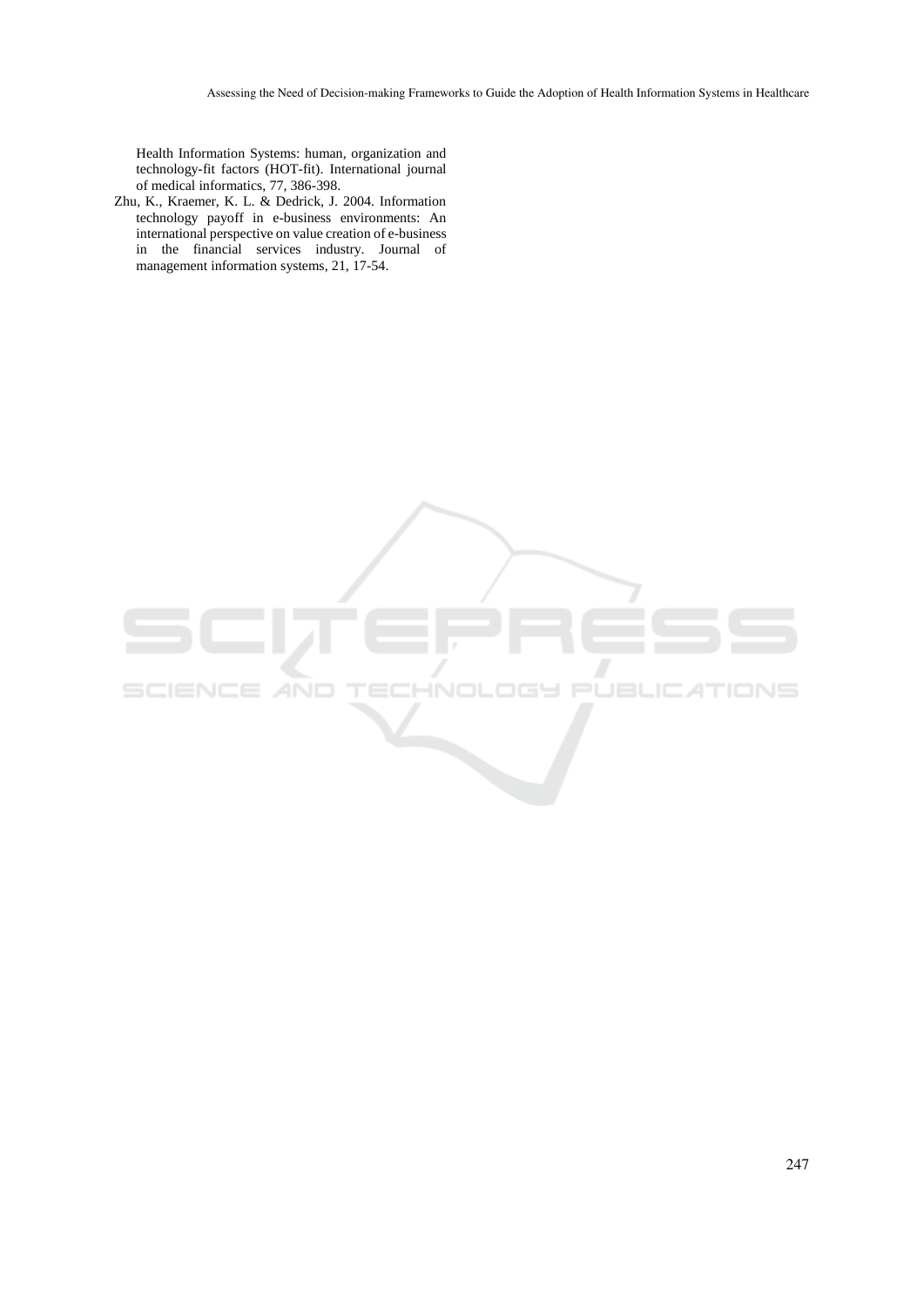Health Information Systems: human, organization and technology-fit factors (HOT-fit). International journal of medical informatics, 77, 386-398.

Zhu, K., Kraemer, K. L. & Dedrick, J. 2004. Information technology payoff in e-business environments: An international perspective on value creation of e-business in the financial services industry. Journal of management information systems, 21, 17-54.